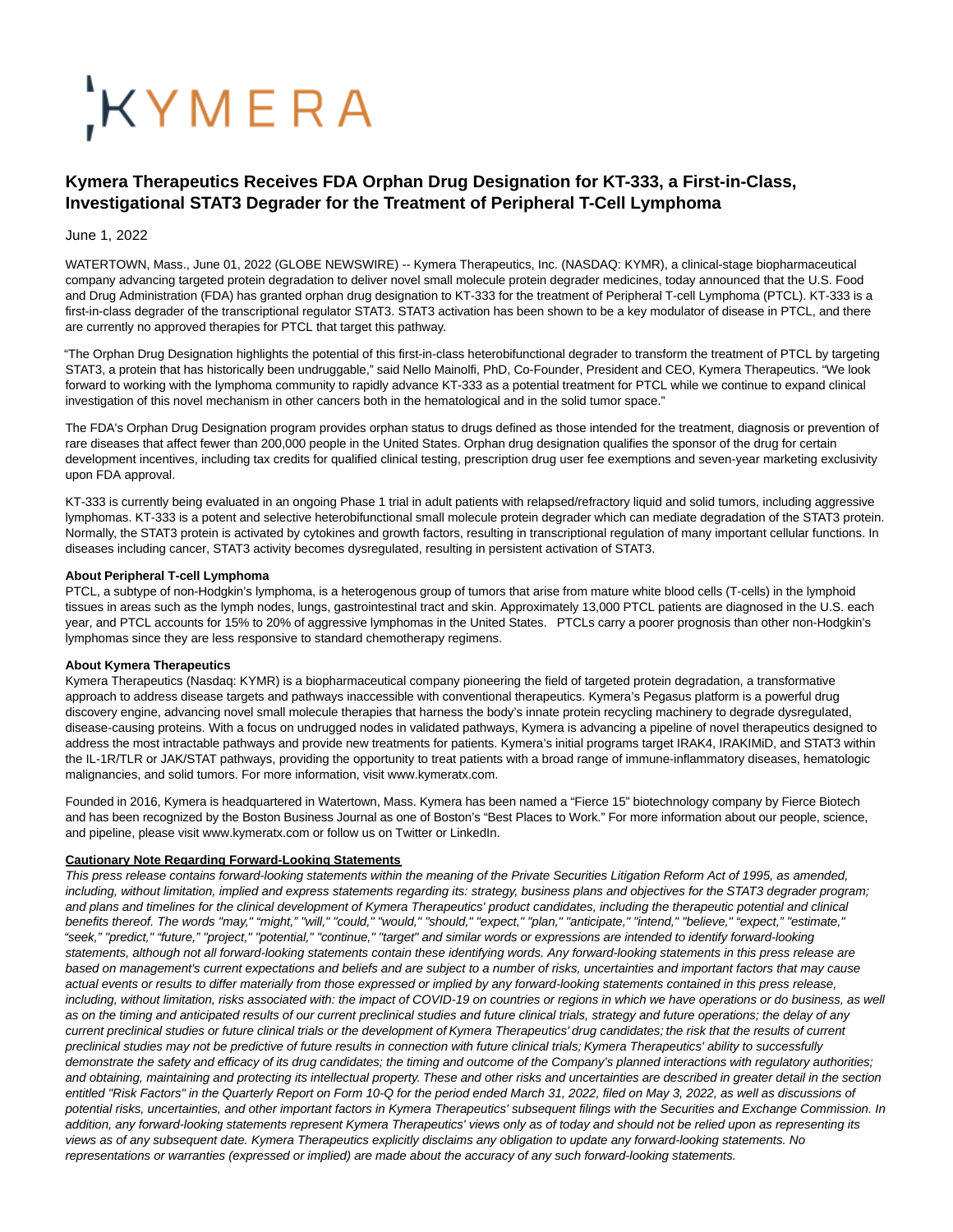KYMERA

# Kymera Therapeutics Receives FDA Orphan Drug Designation for KT-333, a First-in-Class, Investigational STAT3 Degrader for the Treatment of Peripheral T-Cell Lymphoma

June 1, 2022

WATERTOWN, Mass., June 01, 2022 (GLOBE NEWSWIRE) -- Kymera Therapeutics, Inc. (NASDAQ: KYMR), a clinical-stage biopharmaceutical company advancing targeted protein degradation to deliver novel small molecule protein degrader medicines, today announced that the U.S. Food and Drug Administration (FDA) has granted orphan drug designation to KT-333 for the treatment of Peripheral T-cell Lymphoma (PTCL). KT-333 is a first-in-class degrader of the transcriptional regulator STAT3. STAT3 activation has been shown to be a key modulator of disease in PTCL, and there are currently no approved therapies for PTCL that target this pathway.

"The Orphan Drug Designation highlights the potential of this first-in-class heterobifunctional degrader to transform the treatment of PTCL by targeting STAT3, a protein that has historically been undruggable," said Nello Mainolfi, PhD, Co-Founder, President and CEO, Kymera Therapeutics. "We look forward to working with the lymphoma community to rapidly advance KT-333 as a potential treatment for PTCL while we continue to expand clinical investigation of this novel mechanism in other cancers both in the hematological and in the solid tumor space."

The FDA's Orphan Drug Designation program provides orphan status to drugs defined as those intended for the treatment, diagnosis or prevention of rare diseases that affect fewer than 200,000 people in the United States. Orphan drug designation qualifies the sponsor of the drug for certain development incentives, including tax credits for qualified clinical testing, prescription drug user fee exemptions and seven-year marketing exclusivity upon FDA approval.

KT-333 is currently being evaluated in an ongoing Phase 1 trial in adult patients with relapsed/refractory liquid and solid tumors, including aggressive lymphomas. KT-333 is a potent and selective heterobifunctional small molecule protein degrader which can mediate degradation of the STAT3 protein. Normally, the STAT3 protein is activated by cytokines and growth factors, resulting in transcriptional regulation of many important cellular functions. In diseases including cancer, STAT3 activity becomes dysregulated, resulting in persistent activation of STAT3.

**About Peripheral T-cell Lymphoma**
PTCL, a subtype of non-Hodgkin's lymphoma, is a heterogenous group of tumors that arise from mature white blood cells (T-cells) in the lymphoid tissues in areas such as the lymph nodes, lungs, gastrointestinal tract and skin. Approximately 13,000 PTCL patients are diagnosed in the U.S. each year, and PTCL accounts for 15% to 20% of aggressive lymphomas in the United States. PTCLs carry a poorer prognosis than other non-Hodgkin's lymphomas since they are less responsive to standard chemotherapy regimens.

**About Kymera Therapeutics**
Kymera Therapeutics (Nasdaq: KYMR) is a biopharmaceutical company pioneering the field of targeted protein degradation, a transformative approach to address disease targets and pathways inaccessible with conventional therapeutics. Kymera's Pegasus platform is a powerful drug discovery engine, advancing novel small molecule therapies that harness the body's innate protein recycling machinery to degrade dysregulated, disease-causing proteins. With a focus on undrugged nodes in validated pathways, Kymera is advancing a pipeline of novel therapeutics designed to address the most intractable pathways and provide new treatments for patients. Kymera's initial programs target IRAK4, IRAKIMiD, and STAT3 within the IL-1R/TLR or JAK/STAT pathways, providing the opportunity to treat patients with a broad range of immune-inflammatory diseases, hematologic malignancies, and solid tumors. For more information, visit www.kymeratx.com.

Founded in 2016, Kymera is headquartered in Watertown, Mass. Kymera has been named a "Fierce 15" biotechnology company by Fierce Biotech and has been recognized by the Boston Business Journal as one of Boston's "Best Places to Work." For more information about our people, science, and pipeline, please visit www.kymeratx.com or follow us on Twitter or LinkedIn.

**Cautionary Note Regarding Forward-Looking Statements**
*This press release contains forward-looking statements within the meaning of the Private Securities Litigation Reform Act of 1995, as amended, including, without limitation, implied and express statements regarding its: strategy, business plans and objectives for the STAT3 degrader program; and plans and timelines for the clinical development of Kymera Therapeutics' product candidates, including the therapeutic potential and clinical benefits thereof. The words "may," "might," "will," "could," "would," "should," "expect," "plan," "anticipate," "intend," "believe," "expect," "estimate," "seek," "predict," "future," "project," "potential," "continue," "target" and similar words or expressions are intended to identify forward-looking statements, although not all forward-looking statements contain these identifying words. Any forward-looking statements in this press release are based on management's current expectations and beliefs and are subject to a number of risks, uncertainties and important factors that may cause actual events or results to differ materially from those expressed or implied by any forward-looking statements contained in this press release, including, without limitation, risks associated with: the impact of COVID-19 on countries or regions in which we have operations or do business, as well as on the timing and anticipated results of our current preclinical studies and future clinical trials, strategy and future operations; the delay of any current preclinical studies or future clinical trials or the development of Kymera Therapeutics' drug candidates; the risk that the results of current preclinical studies may not be predictive of future results in connection with future clinical trials; Kymera Therapeutics' ability to successfully demonstrate the safety and efficacy of its drug candidates; the timing and outcome of the Company's planned interactions with regulatory authorities; and obtaining, maintaining and protecting its intellectual property. These and other risks and uncertainties are described in greater detail in the section entitled "Risk Factors" in the Quarterly Report on Form 10-Q for the period ended March 31, 2022, filed on May 3, 2022, as well as discussions of potential risks, uncertainties, and other important factors in Kymera Therapeutics' subsequent filings with the Securities and Exchange Commission. In addition, any forward-looking statements represent Kymera Therapeutics' views only as of today and should not be relied upon as representing its views as of any subsequent date. Kymera Therapeutics explicitly disclaims any obligation to update any forward-looking statements. No representations or warranties (expressed or implied) are made about the accuracy of any such forward-looking statements.*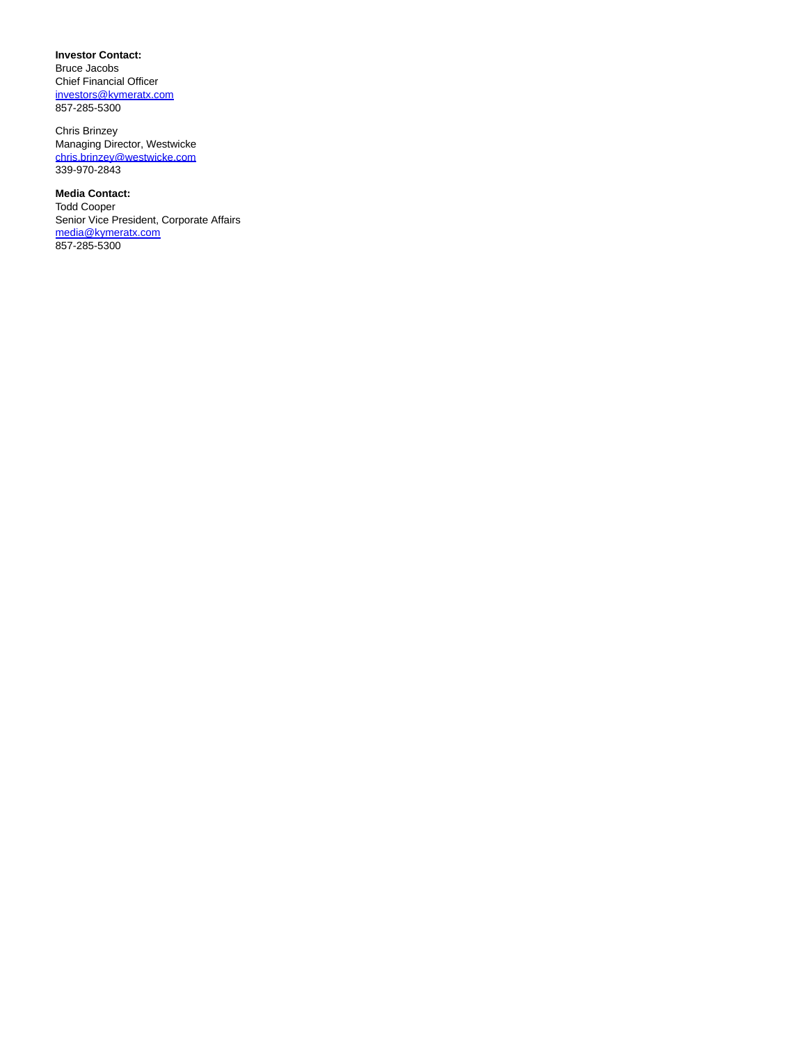**Investor Contact:**
Bruce Jacobs
Chief Financial Officer
investors@kymeratx.com
857-285-5300

Chris Brinzey
Managing Director, Westwicke
chris.brinzey@westwicke.com
339-970-2843

**Media Contact:**
Todd Cooper
Senior Vice President, Corporate Affairs
media@kymeratx.com
857-285-5300